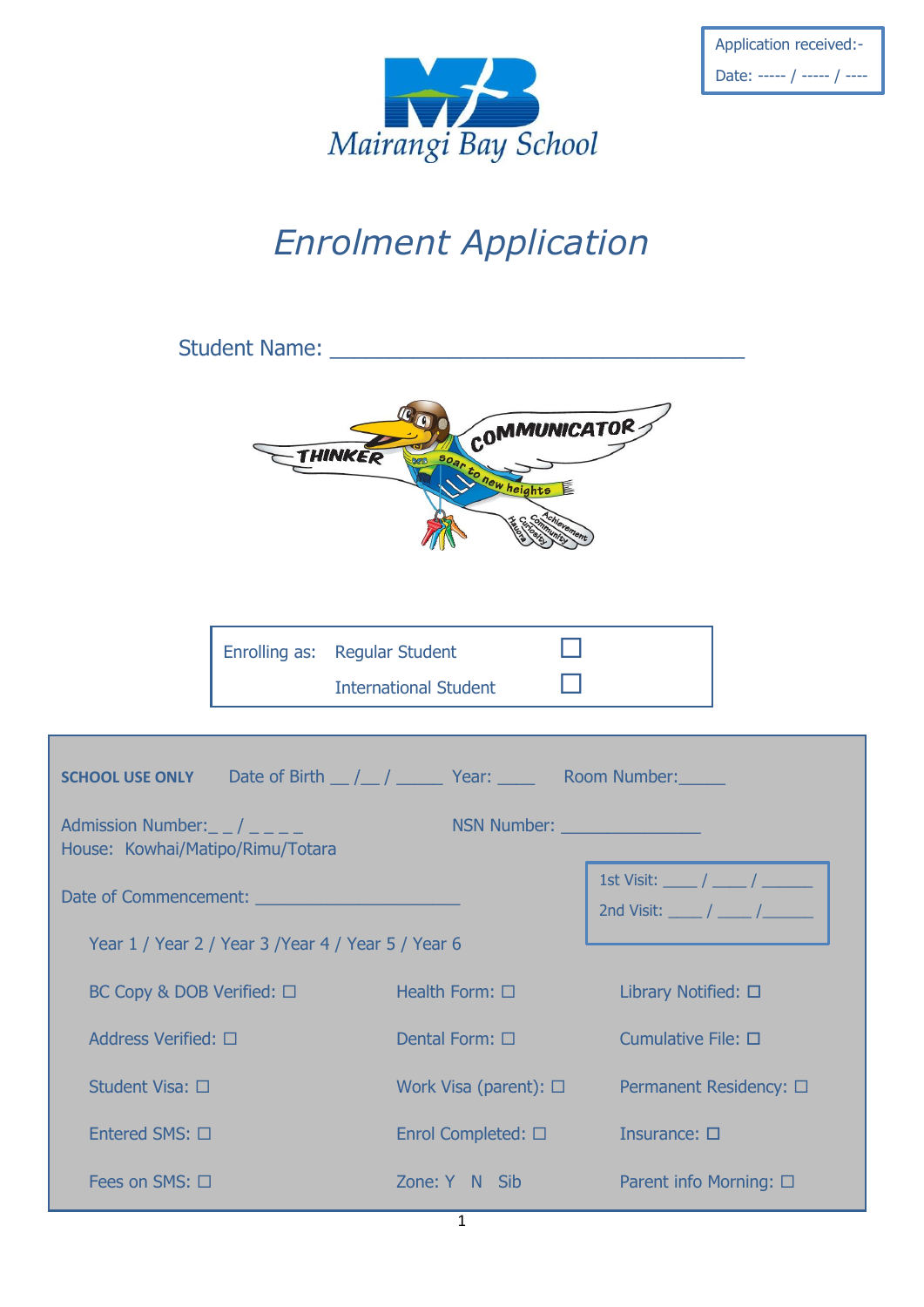Application received:-

Date: ----- / ----- / ----

Mairangi Bay School

# Enrolment Application

Student Name: ___________________________________

Enrolling as: Regular Student ☐

International Student ☐

**SCHOOL USE ONLY** Date of Birth __ /__ / _____ Year: ____ Room Number:_____

Admission Number:_ _ / _ _ _ _ NSN Number: _______________

House: Kowhai/Matipo/Rimu/Totara

Date of Commencement: ______________________

1st Visit: ____ / ____ / ______

2nd Visit: ____ / ____ /______

Year 1 / Year 2 / Year 3 /Year 4 / Year 5 / Year 6

| | | |
|---|---|---|
| BC Copy & DOB Verified: ☐ | Health Form: ☐ | Library Notified: ☐ |
| Address Verified: ☐ | Dental Form: ☐ | Cumulative File: ☐ |
| Student Visa: ☐ | Work Visa (parent): ☐ | Permanent Residency: ☐ |
| Entered SMS: ☐ | Enrol Completed: ☐ | Insurance: ☐ |
| Fees on SMS: ☐ | Zone: Y N Sib | Parent info Morning: ☐ |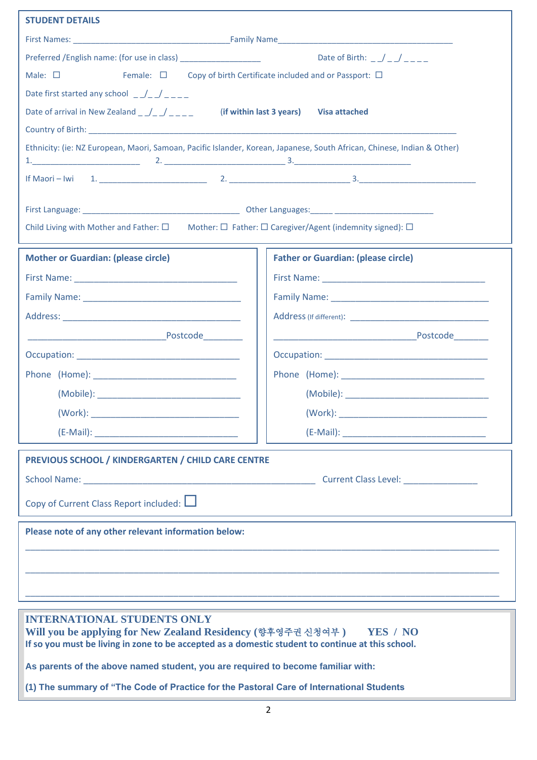## STUDENT DETAILS

First Names: ___________________________________ Family Name_______________________________________

Preferred /English name: (for use in class) _________________ Date of Birth: _ _/_ _/_ _ _ _

Male: ☐ Female: ☐ Copy of birth Certificate included and or Passport: ☐

Date first started any school _ _/_ _/_ _ _ _

Date of arrival in New Zealand _ _/_ _/_ _ _ _ **(if within last 3 years) Visa attached**

Country of Birth: _____________________________________________________________________________________

Ethnicity: (ie: NZ European, Maori, Samoan, Pacific Islander, Korean, Japanese, South African, Chinese, Indian & Other)
1.________________________ 2. ___________________________ 3.__________________________

If Maori – Iwi 1. ________________________ 2. ___________________________ 3.__________________________

First Language: ___________________________________ Other Languages:_____ ______________________

Child Living with Mother and Father: ☐ Mother: ☐ Father: ☐ Caregiver/Agent (indemnity signed): ☐

### Mother or Guardian: (please circle)

First Name: __________________________________

Family Name: ________________________________

Address: ____________________________________

______________________________Postcode________

Occupation: __________________________________

Phone (Home): ______________________________

(Mobile): ______________________________

(Work): ______________________________

(E-Mail): ______________________________

### Father or Guardian: (please circle)

First Name: __________________________________

Family Name: ________________________________

Address (If different): ______________________________

______________________________Postcode_______

Occupation: __________________________________

Phone (Home): ______________________________

(Mobile): ______________________________

(Work): ______________________________

(E-Mail): ______________________________

### PREVIOUS SCHOOL / KINDERGARTEN / CHILD CARE CENTRE

School Name: ___________________________________________________ Current Class Level: _______________

Copy of Current Class Report included: ☐

### Please note of any other relevant information below:

_____________________________________________________________________________________________

_____________________________________________________________________________________________

_____________________________________________________________________________________________

### INTERNATIONAL STUDENTS ONLY

**Will you be applying for New Zealand Residency (향후영주권 신청여부 ) YES / NO**

**If so you must be living in zone to be accepted as a domestic student to continue at this school.**

**As parents of the above named student, you are required to become familiar with:**

**(1) The summary of “The Code of Practice for the Pastoral Care of International Students**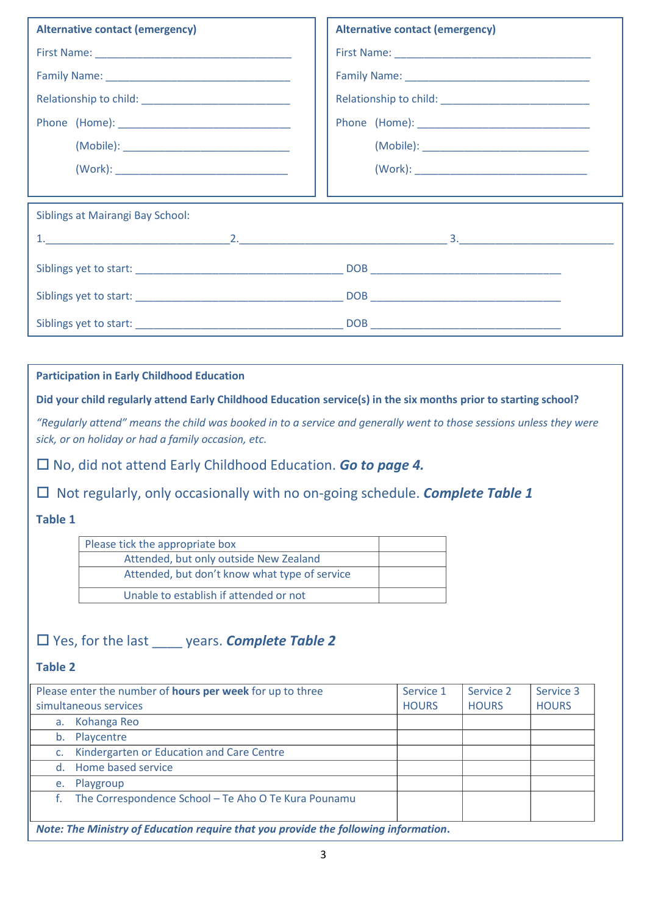**Alternative contact (emergency)**

First Name: ________________________________

Family Name: ______________________________

Relationship to child: _______________________

Phone (Home): ____________________________

(Mobile): ____________________________

(Work): ____________________________

**Alternative contact (emergency)**

First Name: ________________________________

Family Name: ______________________________

Relationship to child: _______________________

Phone (Home): ____________________________

(Mobile): ____________________________

(Work): ____________________________

Siblings at Mairangi Bay School:

1.______________________________ 2.__________________________________ 3.__________________________

Siblings yet to start: ___________________________________ DOB _________________________________

Siblings yet to start: ___________________________________ DOB _________________________________

Siblings yet to start: ___________________________________ DOB _________________________________

**Participation in Early Childhood Education**

**Did your child regularly attend Early Childhood Education service(s) in the six months prior to starting school?**

*"Regularly attend" means the child was booked in to a service and generally went to those sessions unless they were sick, or on holiday or had a family occasion, etc.*

☐ No, did not attend Early Childhood Education. ***Go to page 4.***

☐ Not regularly, only occasionally with no on-going schedule. ***Complete Table 1***

**Table 1**

| Please tick the appropriate box | |
|---|---|
| Attended, but only outside New Zealand | |
| Attended, but don't know what type of service | |
| Unable to establish if attended or not | |

☐ Yes, for the last ____ years. ***Complete Table 2***

**Table 2**

| Please enter the number of **hours per week** for up to three simultaneous services | Service 1 HOURS | Service 2 HOURS | Service 3 HOURS |
|---|---|---|---|
| a. Kohanga Reo | | | |
| b. Playcentre | | | |
| c. Kindergarten or Education and Care Centre | | | |
| d. Home based service | | | |
| e. Playgroup | | | |
| f. The Correspondence School – Te Aho O Te Kura Pounamu | | | |

***Note: The Ministry of Education require that you provide the following information.***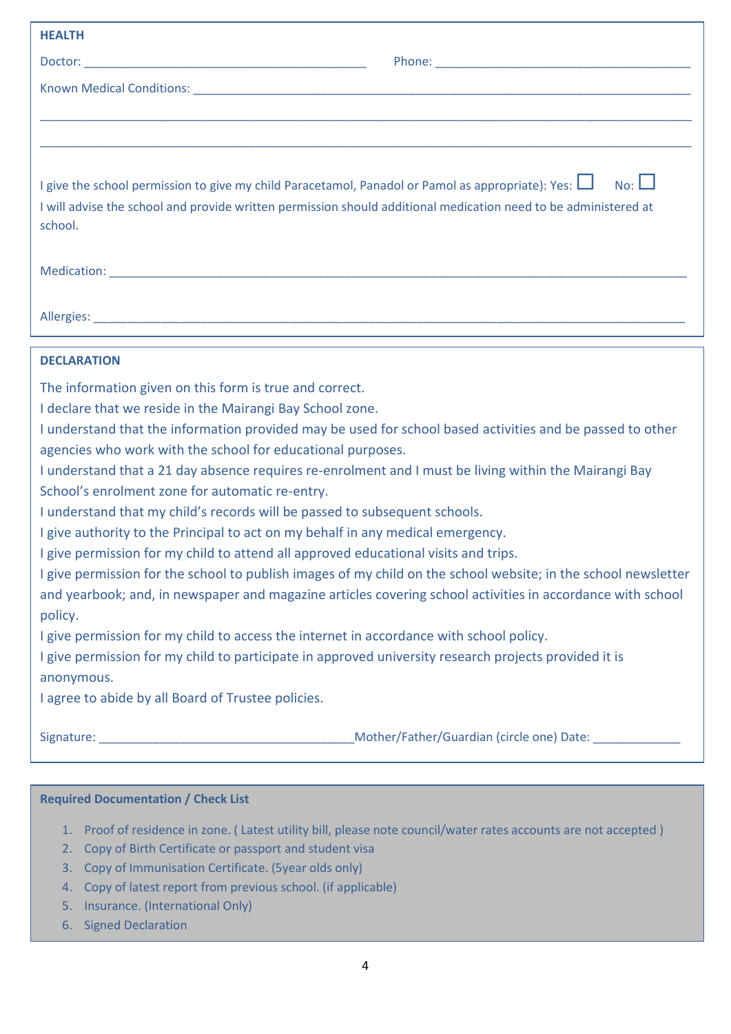## HEALTH

Doctor: ____________________________________________ Phone: ________________________________________

Known Medical Conditions: ____________________________________________________________________________

______________________________________________________________________________________________________

______________________________________________________________________________________________________

I give the school permission to give my child Paracetamol, Panadol or Pamol as appropriate): Yes: ☐ No: ☐

I will advise the school and provide written permission should additional medication need to be administered at school.

Medication: ___________________________________________________________________________________________

Allergies: _____________________________________________________________________________________________

## DECLARATION

The information given on this form is true and correct.

I declare that we reside in the Mairangi Bay School zone.

I understand that the information provided may be used for school based activities and be passed to other agencies who work with the school for educational purposes.

I understand that a 21 day absence requires re-enrolment and I must be living within the Mairangi Bay School's enrolment zone for automatic re-entry.

I understand that my child's records will be passed to subsequent schools.

I give authority to the Principal to act on my behalf in any medical emergency.

I give permission for my child to attend all approved educational visits and trips.

I give permission for the school to publish images of my child on the school website; in the school newsletter and yearbook; and, in newspaper and magazine articles covering school activities in accordance with school policy.

I give permission for my child to access the internet in accordance with school policy.

I give permission for my child to participate in approved university research projects provided it is anonymous.

I agree to abide by all Board of Trustee policies.

Signature: ______________________________________Mother/Father/Guardian (circle one) Date: _____________

### Required Documentation / Check List

1. Proof of residence in zone. ( Latest utility bill, please note council/water rates accounts are not accepted )
2. Copy of Birth Certificate or passport and student visa
3. Copy of Immunisation Certificate. (5year olds only)
4. Copy of latest report from previous school. (if applicable)
5. Insurance. (International Only)
6. Signed Declaration